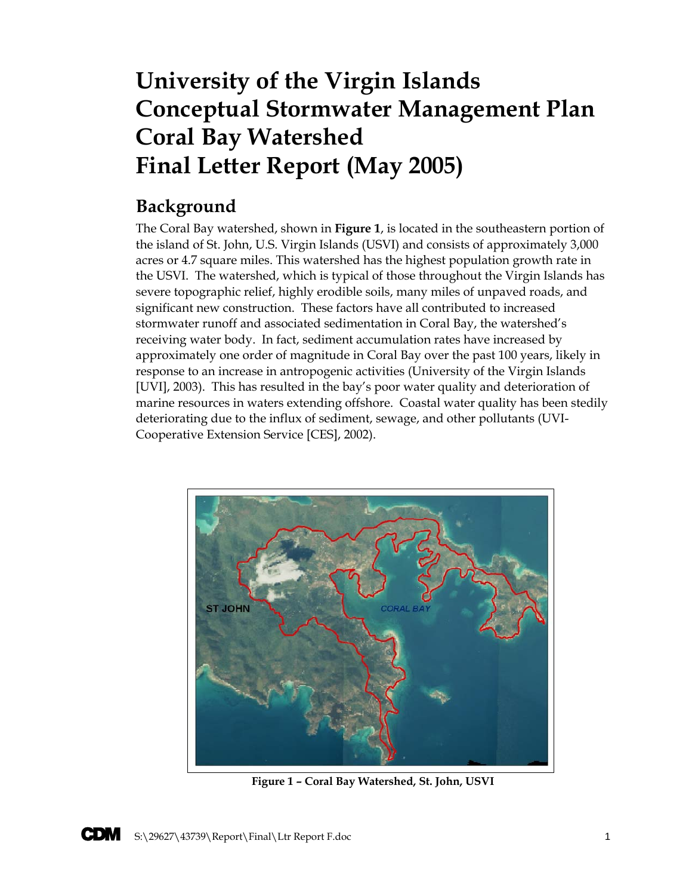# University of the Virgin Islands Conceptual Stormwater Management Plan Coral Bay Watershed Final Letter Report (May 2005)

## Background

The Coral Bay watershed, shown in **Figure 1**, is located in the southeastern portion of the island of St. John, U.S. Virgin Islands (USVI) and consists of approximately 3,000 acres or 4.7 square miles. This watershed has the highest population growth rate in the USVI. The watershed, which is typical of those throughout the Virgin Islands has severe topographic relief, highly erodible soils, many miles of unpaved roads, and significant new construction. These factors have all contributed to increased stormwater runoff and associated sedimentation in Coral Bay, the watershed's receiving water body. In fact, sediment accumulation rates have increased by approximately one order of magnitude in Coral Bay over the past 100 years, likely in response to an increase in antropogenic activities (University of the Virgin Islands [UVI], 2003). This has resulted in the bay's poor water quality and deterioration of marine resources in waters extending offshore. Coastal water quality has been stedily deteriorating due to the influx of sediment, sewage, and other pollutants (UVI-Cooperative Extension Service [CES], 2002).

**Figure 1 – Coral Bay Watershed, St. John, USVI**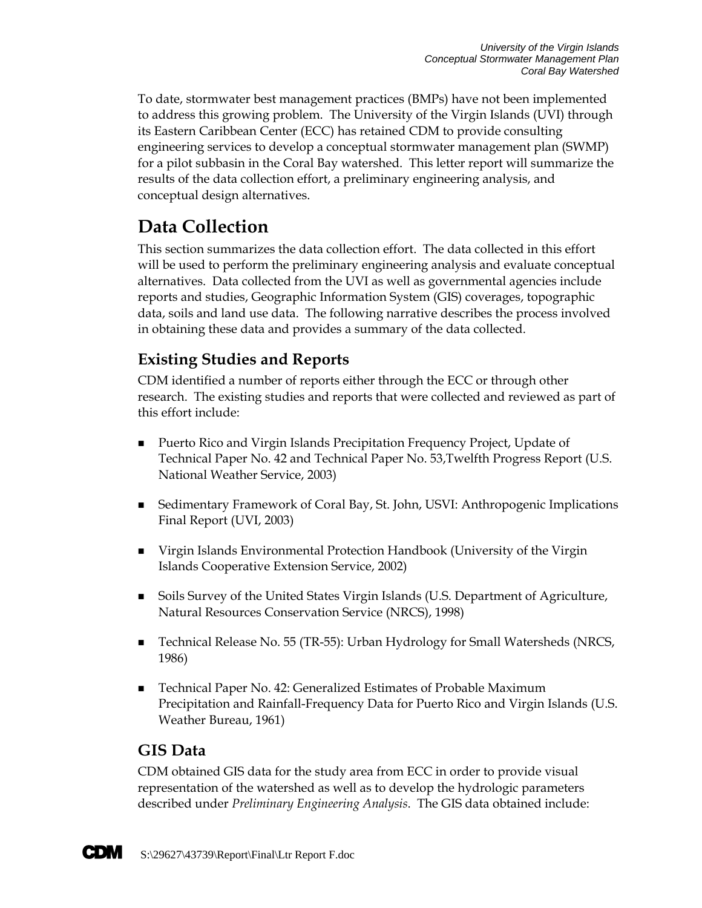To date, stormwater best management practices (BMPs) have not been implemented to address this growing problem. The University of the Virgin Islands (UVI) through its Eastern Caribbean Center (ECC) has retained CDM to provide consulting engineering services to develop a conceptual stormwater management plan (SWMP) for a pilot subbasin in the Coral Bay watershed. This letter report will summarize the results of the data collection effort, a preliminary engineering analysis, and conceptual design alternatives.

# Data Collection

This section summarizes the data collection effort. The data collected in this effort will be used to perform the preliminary engineering analysis and evaluate conceptual alternatives. Data collected from the UVI as well as governmental agencies include reports and studies, Geographic Information System (GIS) coverages, topographic data, soils and land use data. The following narrative describes the process involved in obtaining these data and provides a summary of the data collected.

## Existing Studies and Reports

CDM identified a number of reports either through the ECC or through other research. The existing studies and reports that were collected and reviewed as part of this effort include:

- Puerto Rico and Virgin Islands Precipitation Frequency Project, Update of Technical Paper No. 42 and Technical Paper No. 53,Twelfth Progress Report (U.S. National Weather Service, 2003)
- Sedimentary Framework of Coral Bay, St. John, USVI: Anthropogenic Implications Final Report (UVI, 2003)
- Virgin Islands Environmental Protection Handbook (University of the Virgin Islands Cooperative Extension Service, 2002)
- Soils Survey of the United States Virgin Islands (U.S. Department of Agriculture, Natural Resources Conservation Service (NRCS), 1998)
- Technical Release No. 55 (TR-55): Urban Hydrology for Small Watersheds (NRCS, 1986)
- Technical Paper No. 42: Generalized Estimates of Probable Maximum Precipitation and Rainfall-Frequency Data for Puerto Rico and Virgin Islands (U.S. Weather Bureau, 1961)

## GIS Data

CDM obtained GIS data for the study area from ECC in order to provide visual representation of the watershed as well as to develop the hydrologic parameters described under *Preliminary Engineering Analysis*. The GIS data obtained include: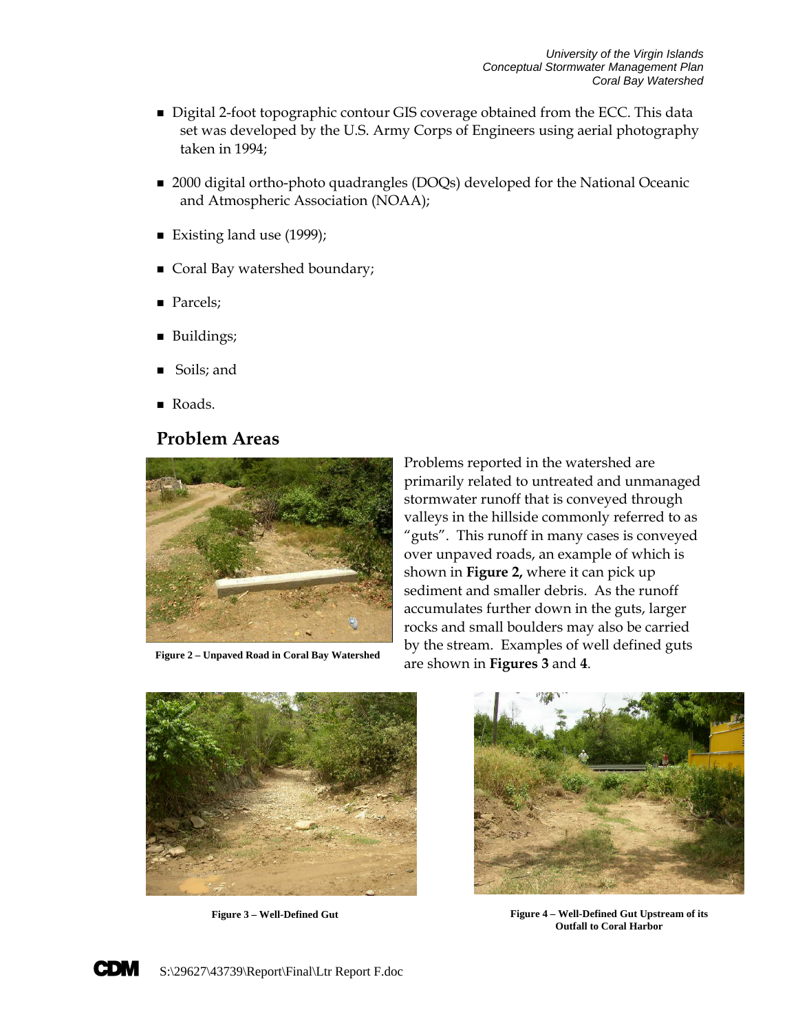- Digital 2-foot topographic contour GIS coverage obtained from the ECC. This data set was developed by the U.S. Army Corps of Engineers using aerial photography taken in 1994;
- 2000 digital ortho-photo quadrangles (DOQs) developed for the National Oceanic and Atmospheric Association (NOAA);
- Existing land use (1999);
- Coral Bay watershed boundary;
- Parcels;
- Buildings;
- Soils; and
- Roads.

## Problem Areas

Problems reported in the watershed are primarily related to untreated and unmanaged stormwater runoff that is conveyed through valleys in the hillside commonly referred to as "guts". This runoff in many cases is conveyed over unpaved roads, an example of which is shown in **Figure 2,** where it can pick up sediment and smaller debris. As the runoff accumulates further down in the guts, larger rocks and small boulders may also be carried by the stream. Examples of well defined guts are shown in **Figures 3** and **4**.

**Figure 2 – Unpaved Road in Coral Bay Watershed**

**Figure 3 – Well-Defined Gut**

**Figure 4 – Well-Defined Gut Upstream of its Outfall to Coral Harbor**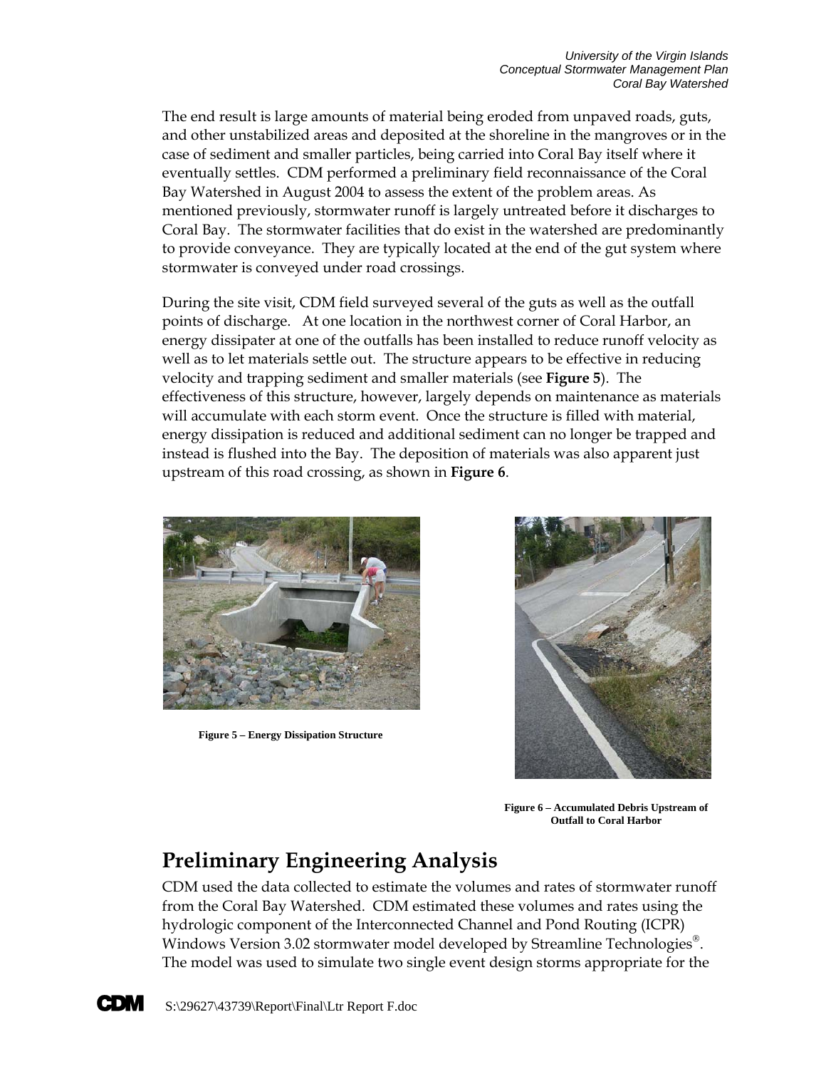The end result is large amounts of material being eroded from unpaved roads, guts, and other unstabilized areas and deposited at the shoreline in the mangroves or in the case of sediment and smaller particles, being carried into Coral Bay itself where it eventually settles. CDM performed a preliminary field reconnaissance of the Coral Bay Watershed in August 2004 to assess the extent of the problem areas. As mentioned previously, stormwater runoff is largely untreated before it discharges to Coral Bay. The stormwater facilities that do exist in the watershed are predominantly to provide conveyance. They are typically located at the end of the gut system where stormwater is conveyed under road crossings.

During the site visit, CDM field surveyed several of the guts as well as the outfall points of discharge. At one location in the northwest corner of Coral Harbor, an energy dissipater at one of the outfalls has been installed to reduce runoff velocity as well as to let materials settle out. The structure appears to be effective in reducing velocity and trapping sediment and smaller materials (see **Figure 5**). The effectiveness of this structure, however, largely depends on maintenance as materials will accumulate with each storm event. Once the structure is filled with material, energy dissipation is reduced and additional sediment can no longer be trapped and instead is flushed into the Bay. The deposition of materials was also apparent just upstream of this road crossing, as shown in **Figure 6**.

**Figure 5 – Energy Dissipation Structure**

**Figure 6 – Accumulated Debris Upstream of Outfall to Coral Harbor**

## Preliminary Engineering Analysis

CDM used the data collected to estimate the volumes and rates of stormwater runoff from the Coral Bay Watershed. CDM estimated these volumes and rates using the hydrologic component of the Interconnected Channel and Pond Routing (ICPR) Windows Version 3.02 stormwater model developed by Streamline Technologies®. The model was used to simulate two single event design storms appropriate for the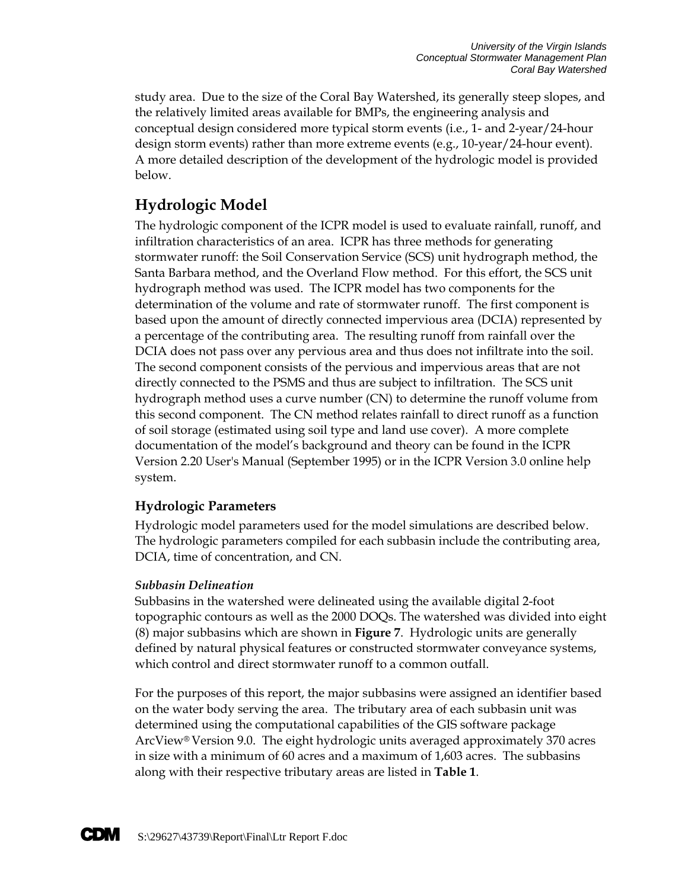study area. Due to the size of the Coral Bay Watershed, its generally steep slopes, and the relatively limited areas available for BMPs, the engineering analysis and conceptual design considered more typical storm events (i.e., 1- and 2-year/24-hour design storm events) rather than more extreme events (e.g., 10-year/24-hour event). A more detailed description of the development of the hydrologic model is provided below.

## Hydrologic Model

The hydrologic component of the ICPR model is used to evaluate rainfall, runoff, and infiltration characteristics of an area. ICPR has three methods for generating stormwater runoff: the Soil Conservation Service (SCS) unit hydrograph method, the Santa Barbara method, and the Overland Flow method. For this effort, the SCS unit hydrograph method was used. The ICPR model has two components for the determination of the volume and rate of stormwater runoff. The first component is based upon the amount of directly connected impervious area (DCIA) represented by a percentage of the contributing area. The resulting runoff from rainfall over the DCIA does not pass over any pervious area and thus does not infiltrate into the soil. The second component consists of the pervious and impervious areas that are not directly connected to the PSMS and thus are subject to infiltration. The SCS unit hydrograph method uses a curve number (CN) to determine the runoff volume from this second component. The CN method relates rainfall to direct runoff as a function of soil storage (estimated using soil type and land use cover). A more complete documentation of the model's background and theory can be found in the ICPR Version 2.20 User's Manual (September 1995) or in the ICPR Version 3.0 online help system.

### Hydrologic Parameters

Hydrologic model parameters used for the model simulations are described below. The hydrologic parameters compiled for each subbasin include the contributing area, DCIA, time of concentration, and CN.

#### *Subbasin Delineation*

Subbasins in the watershed were delineated using the available digital 2-foot topographic contours as well as the 2000 DOQs. The watershed was divided into eight (8) major subbasins which are shown in **Figure 7**. Hydrologic units are generally defined by natural physical features or constructed stormwater conveyance systems, which control and direct stormwater runoff to a common outfall.

For the purposes of this report, the major subbasins were assigned an identifier based on the water body serving the area. The tributary area of each subbasin unit was determined using the computational capabilities of the GIS software package ArcView® Version 9.0. The eight hydrologic units averaged approximately 370 acres in size with a minimum of 60 acres and a maximum of 1,603 acres. The subbasins along with their respective tributary areas are listed in **Table 1**.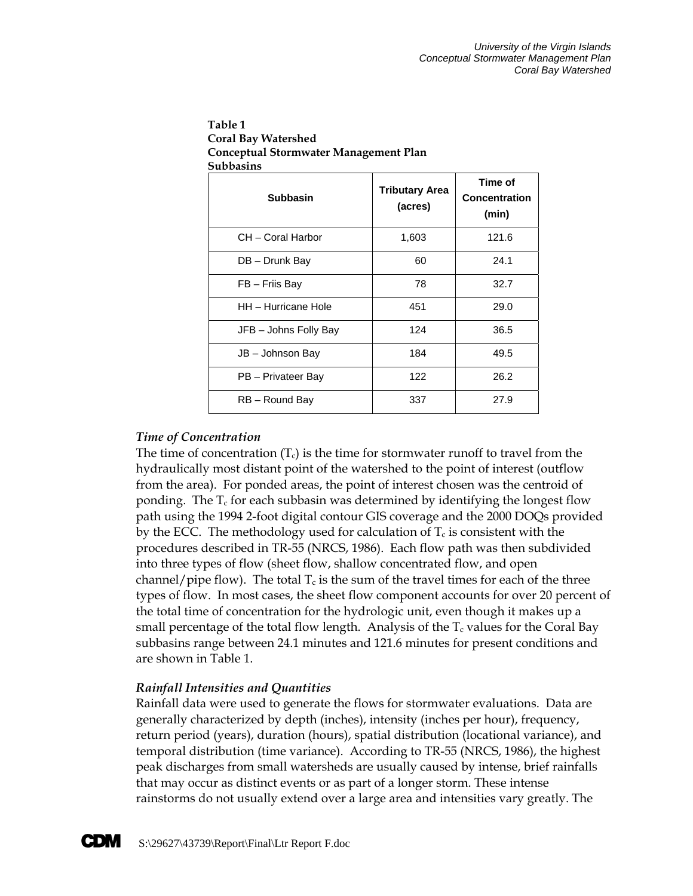**Table 1**
**Coral Bay Watershed**
**Conceptual Stormwater Management Plan**
**Subbasins**

| Subbasin | Tributary Area (acres) | Time of Concentration (min) |
|---|---|---|
| CH – Coral Harbor | 1,603 | 121.6 |
| DB – Drunk Bay | 60 | 24.1 |
| FB – Friis Bay | 78 | 32.7 |
| HH – Hurricane Hole | 451 | 29.0 |
| JFB – Johns Folly Bay | 124 | 36.5 |
| JB – Johnson Bay | 184 | 49.5 |
| PB – Privateer Bay | 122 | 26.2 |
| RB – Round Bay | 337 | 27.9 |

### *Time of Concentration*

The time of concentration ($T_c$) is the time for stormwater runoff to travel from the hydraulically most distant point of the watershed to the point of interest (outflow from the area). For ponded areas, the point of interest chosen was the centroid of ponding. The $T_c$ for each subbasin was determined by identifying the longest flow path using the 1994 2-foot digital contour GIS coverage and the 2000 DOQs provided by the ECC. The methodology used for calculation of $T_c$ is consistent with the procedures described in TR-55 (NRCS, 1986). Each flow path was then subdivided into three types of flow (sheet flow, shallow concentrated flow, and open channel/pipe flow). The total $T_c$ is the sum of the travel times for each of the three types of flow. In most cases, the sheet flow component accounts for over 20 percent of the total time of concentration for the hydrologic unit, even though it makes up a small percentage of the total flow length. Analysis of the $T_c$ values for the Coral Bay subbasins range between 24.1 minutes and 121.6 minutes for present conditions and are shown in Table 1.

### *Rainfall Intensities and Quantities*

Rainfall data were used to generate the flows for stormwater evaluations. Data are generally characterized by depth (inches), intensity (inches per hour), frequency, return period (years), duration (hours), spatial distribution (locational variance), and temporal distribution (time variance). According to TR-55 (NRCS, 1986), the highest peak discharges from small watersheds are usually caused by intense, brief rainfalls that may occur as distinct events or as part of a longer storm. These intense rainstorms do not usually extend over a large area and intensities vary greatly. The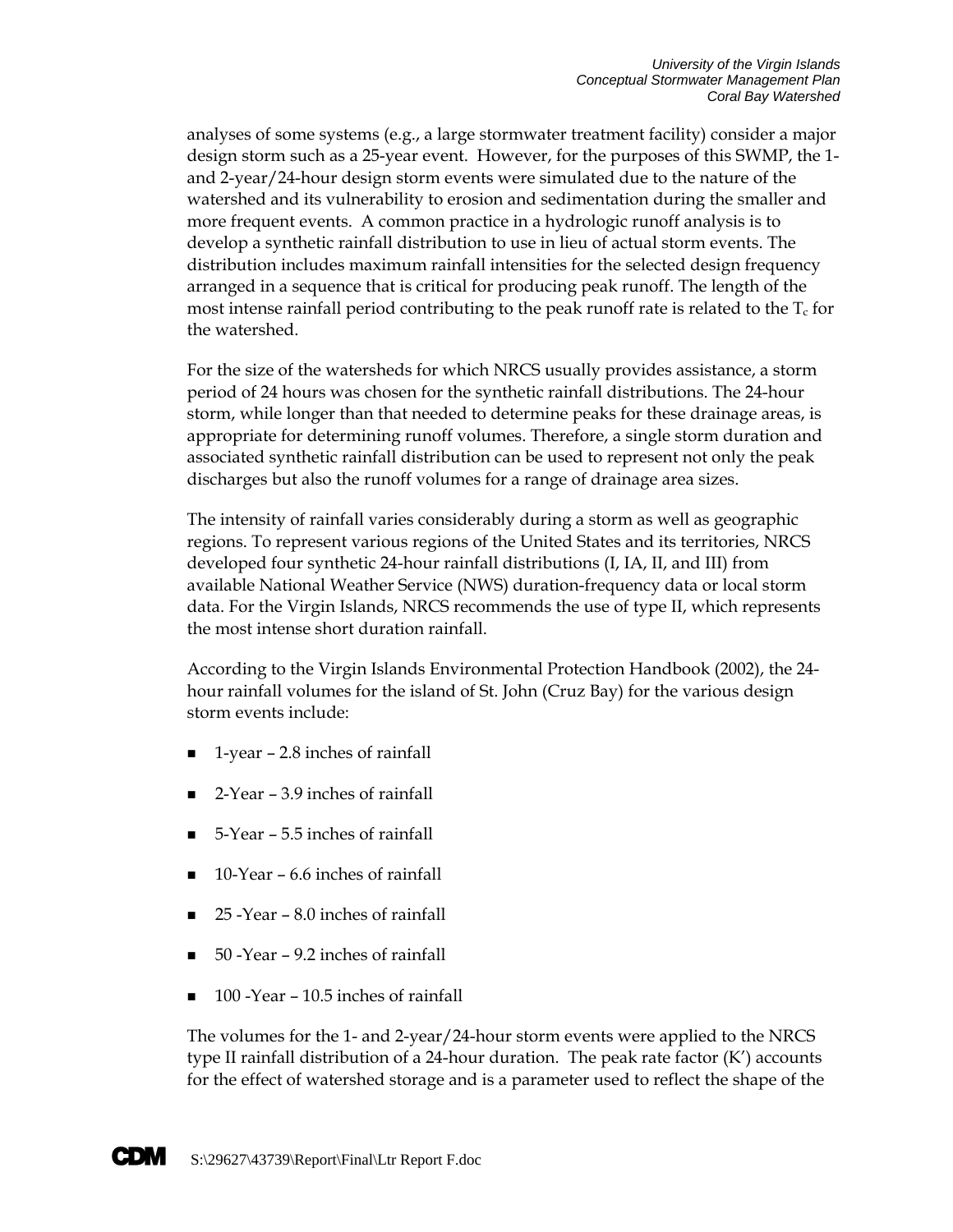analyses of some systems (e.g., a large stormwater treatment facility) consider a major design storm such as a 25-year event. However, for the purposes of this SWMP, the 1- and 2-year/24-hour design storm events were simulated due to the nature of the watershed and its vulnerability to erosion and sedimentation during the smaller and more frequent events. A common practice in a hydrologic runoff analysis is to develop a synthetic rainfall distribution to use in lieu of actual storm events. The distribution includes maximum rainfall intensities for the selected design frequency arranged in a sequence that is critical for producing peak runoff. The length of the most intense rainfall period contributing to the peak runoff rate is related to the $T_c$ for the watershed.

For the size of the watersheds for which NRCS usually provides assistance, a storm period of 24 hours was chosen for the synthetic rainfall distributions. The 24-hour storm, while longer than that needed to determine peaks for these drainage areas, is appropriate for determining runoff volumes. Therefore, a single storm duration and associated synthetic rainfall distribution can be used to represent not only the peak discharges but also the runoff volumes for a range of drainage area sizes.

The intensity of rainfall varies considerably during a storm as well as geographic regions. To represent various regions of the United States and its territories, NRCS developed four synthetic 24-hour rainfall distributions (I, IA, II, and III) from available National Weather Service (NWS) duration-frequency data or local storm data. For the Virgin Islands, NRCS recommends the use of type II, which represents the most intense short duration rainfall.

According to the Virgin Islands Environmental Protection Handbook (2002), the 24-hour rainfall volumes for the island of St. John (Cruz Bay) for the various design storm events include:

- 1-year – 2.8 inches of rainfall
- 2-Year – 3.9 inches of rainfall
- 5-Year – 5.5 inches of rainfall
- 10-Year – 6.6 inches of rainfall
- 25 -Year – 8.0 inches of rainfall
- 50 -Year – 9.2 inches of rainfall
- 100 -Year – 10.5 inches of rainfall

The volumes for the 1- and 2-year/24-hour storm events were applied to the NRCS type II rainfall distribution of a 24-hour duration. The peak rate factor (K') accounts for the effect of watershed storage and is a parameter used to reflect the shape of the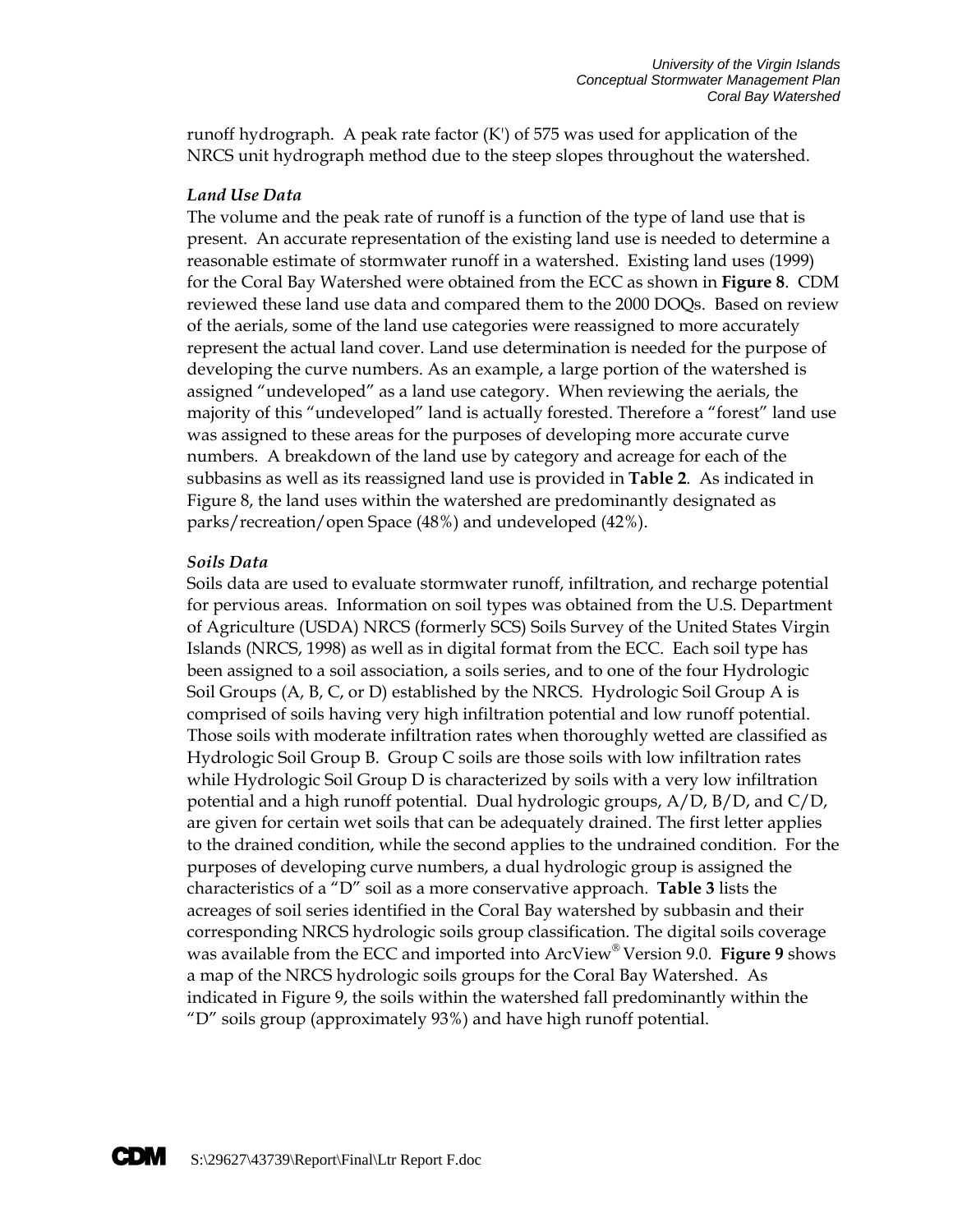runoff hydrograph. A peak rate factor (K') of 575 was used for application of the NRCS unit hydrograph method due to the steep slopes throughout the watershed.

### *Land Use Data*

The volume and the peak rate of runoff is a function of the type of land use that is present. An accurate representation of the existing land use is needed to determine a reasonable estimate of stormwater runoff in a watershed. Existing land uses (1999) for the Coral Bay Watershed were obtained from the ECC as shown in **Figure 8**. CDM reviewed these land use data and compared them to the 2000 DOQs. Based on review of the aerials, some of the land use categories were reassigned to more accurately represent the actual land cover. Land use determination is needed for the purpose of developing the curve numbers. As an example, a large portion of the watershed is assigned "undeveloped" as a land use category. When reviewing the aerials, the majority of this "undeveloped" land is actually forested. Therefore a "forest" land use was assigned to these areas for the purposes of developing more accurate curve numbers. A breakdown of the land use by category and acreage for each of the subbasins as well as its reassigned land use is provided in **Table 2**. As indicated in Figure 8, the land uses within the watershed are predominantly designated as parks/recreation/open Space (48%) and undeveloped (42%).

### *Soils Data*

Soils data are used to evaluate stormwater runoff, infiltration, and recharge potential for pervious areas. Information on soil types was obtained from the U.S. Department of Agriculture (USDA) NRCS (formerly SCS) Soils Survey of the United States Virgin Islands (NRCS, 1998) as well as in digital format from the ECC. Each soil type has been assigned to a soil association, a soils series, and to one of the four Hydrologic Soil Groups (A, B, C, or D) established by the NRCS. Hydrologic Soil Group A is comprised of soils having very high infiltration potential and low runoff potential. Those soils with moderate infiltration rates when thoroughly wetted are classified as Hydrologic Soil Group B. Group C soils are those soils with low infiltration rates while Hydrologic Soil Group D is characterized by soils with a very low infiltration potential and a high runoff potential. Dual hydrologic groups, A/D, B/D, and C/D, are given for certain wet soils that can be adequately drained. The first letter applies to the drained condition, while the second applies to the undrained condition. For the purposes of developing curve numbers, a dual hydrologic group is assigned the characteristics of a "D" soil as a more conservative approach. **Table 3** lists the acreages of soil series identified in the Coral Bay watershed by subbasin and their corresponding NRCS hydrologic soils group classification. The digital soils coverage was available from the ECC and imported into ArcView® Version 9.0. **Figure 9** shows a map of the NRCS hydrologic soils groups for the Coral Bay Watershed. As indicated in Figure 9, the soils within the watershed fall predominantly within the "D" soils group (approximately 93%) and have high runoff potential.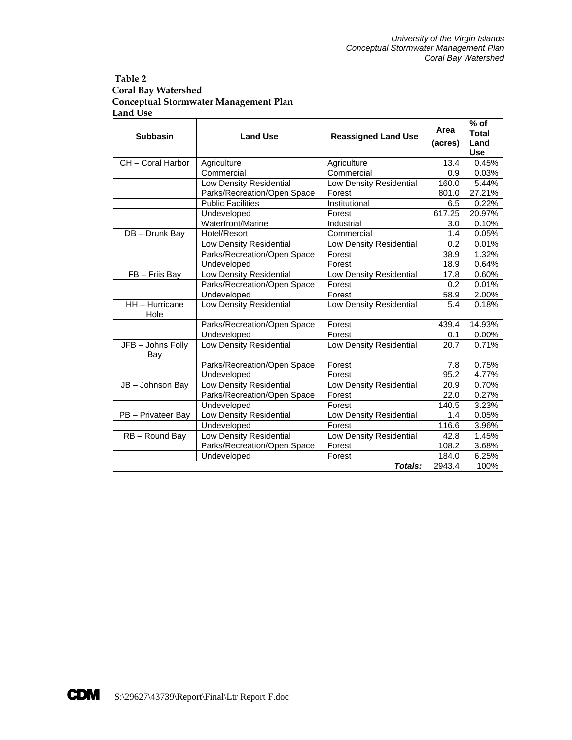**Table 2**
**Coral Bay Watershed**
**Conceptual Stormwater Management Plan**
**Land Use**

| Subbasin | Land Use | Reassigned Land Use | Area (acres) | % of Total Land Use |
|---|---|---|---|---|
| CH – Coral Harbor | Agriculture | Agriculture | 13.4 | 0.45% |
| | Commercial | Commercial | 0.9 | 0.03% |
| | Low Density Residential | Low Density Residential | 160.0 | 5.44% |
| | Parks/Recreation/Open Space | Forest | 801.0 | 27.21% |
| | Public Facilities | Institutional | 6.5 | 0.22% |
| | Undeveloped | Forest | 617.25 | 20.97% |
| | Waterfront/Marine | Industrial | 3.0 | 0.10% |
| DB – Drunk Bay | Hotel/Resort | Commercial | 1.4 | 0.05% |
| | Low Density Residential | Low Density Residential | 0.2 | 0.01% |
| | Parks/Recreation/Open Space | Forest | 38.9 | 1.32% |
| | Undeveloped | Forest | 18.9 | 0.64% |
| FB – Friis Bay | Low Density Residential | Low Density Residential | 17.8 | 0.60% |
| | Parks/Recreation/Open Space | Forest | 0.2 | 0.01% |
| | Undeveloped | Forest | 58.9 | 2.00% |
| HH – Hurricane Hole | Low Density Residential | Low Density Residential | 5.4 | 0.18% |
| | Parks/Recreation/Open Space | Forest | 439.4 | 14.93% |
| | Undeveloped | Forest | 0.1 | 0.00% |
| JFB – Johns Folly Bay | Low Density Residential | Low Density Residential | 20.7 | 0.71% |
| | Parks/Recreation/Open Space | Forest | 7.8 | 0.75% |
| | Undeveloped | Forest | 95.2 | 4.77% |
| JB – Johnson Bay | Low Density Residential | Low Density Residential | 20.9 | 0.70% |
| | Parks/Recreation/Open Space | Forest | 22.0 | 0.27% |
| | Undeveloped | Forest | 140.5 | 3.23% |
| PB – Privateer Bay | Low Density Residential | Low Density Residential | 1.4 | 0.05% |
| | Undeveloped | Forest | 116.6 | 3.96% |
| RB – Round Bay | Low Density Residential | Low Density Residential | 42.8 | 1.45% |
| | Parks/Recreation/Open Space | Forest | 108.2 | 3.68% |
| | Undeveloped | Forest | 184.0 | 6.25% |
| | | ***Totals:*** | 2943.4 | 100% |

S:\29627\43739\Report\Final\Ltr Report F.doc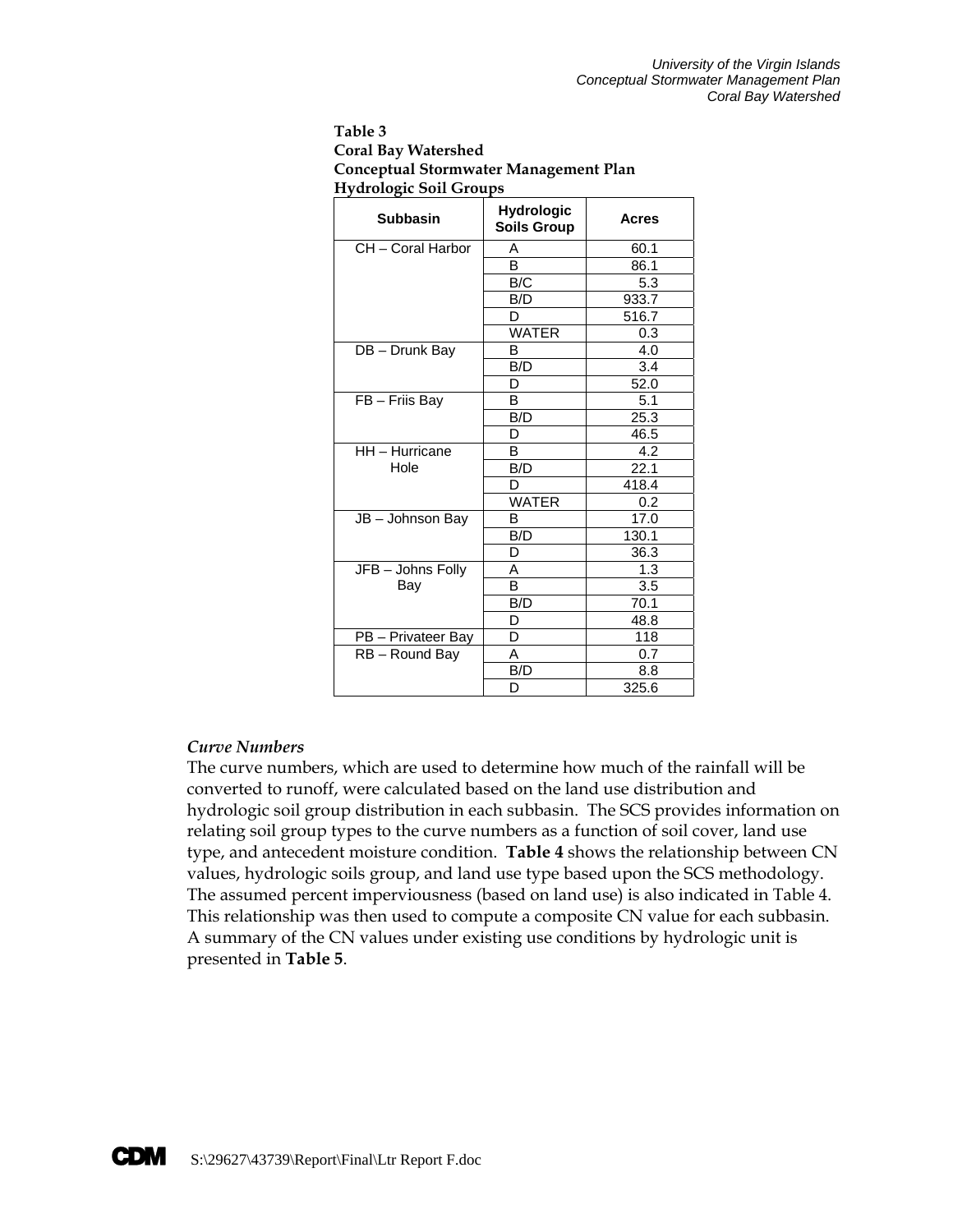**Table 3**
**Coral Bay Watershed**
**Conceptual Stormwater Management Plan**
**Hydrologic Soil Groups**

| Subbasin | Hydrologic Soils Group | Acres |
|---|---|---|
| CH – Coral Harbor | A | 60.1 |
| | B | 86.1 |
| | B/C | 5.3 |
| | B/D | 933.7 |
| | D | 516.7 |
| | WATER | 0.3 |
| DB – Drunk Bay | B | 4.0 |
| | B/D | 3.4 |
| | D | 52.0 |
| FB – Friis Bay | B | 5.1 |
| | B/D | 25.3 |
| | D | 46.5 |
| HH – Hurricane Hole | B | 4.2 |
| | B/D | 22.1 |
| | D | 418.4 |
| | WATER | 0.2 |
| JB – Johnson Bay | B | 17.0 |
| | B/D | 130.1 |
| | D | 36.3 |
| JFB – Johns Folly Bay | A | 1.3 |
| | B | 3.5 |
| | B/D | 70.1 |
| | D | 48.8 |
| PB – Privateer Bay | D | 118 |
| RB – Round Bay | A | 0.7 |
| | B/D | 8.8 |
| | D | 325.6 |

### *Curve Numbers*

The curve numbers, which are used to determine how much of the rainfall will be converted to runoff, were calculated based on the land use distribution and hydrologic soil group distribution in each subbasin. The SCS provides information on relating soil group types to the curve numbers as a function of soil cover, land use type, and antecedent moisture condition. **Table 4** shows the relationship between CN values, hydrologic soils group, and land use type based upon the SCS methodology. The assumed percent imperviousness (based on land use) is also indicated in Table 4. This relationship was then used to compute a composite CN value for each subbasin. A summary of the CN values under existing use conditions by hydrologic unit is presented in **Table 5**.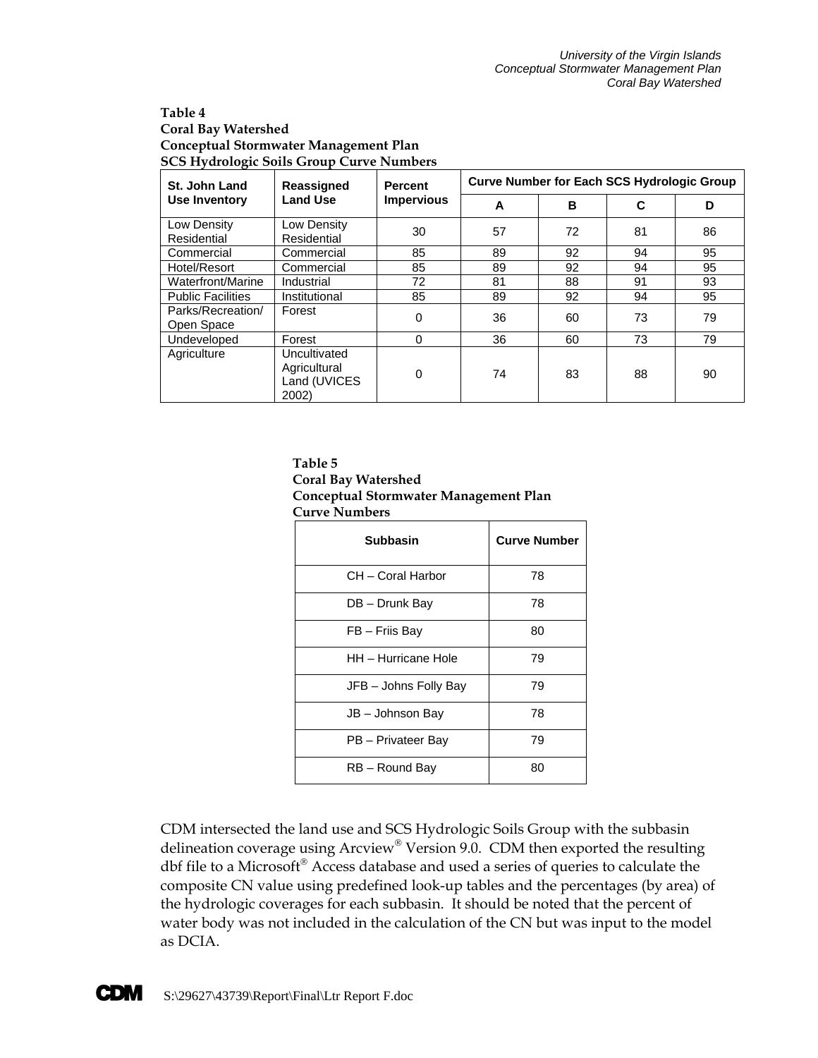**Table 4**
**Coral Bay Watershed**
**Conceptual Stormwater Management Plan**
**SCS Hydrologic Soils Group Curve Numbers**

| St. John Land Use Inventory | Reassigned Land Use | Percent Impervious | Curve Number for Each SCS Hydrologic Group | | | |
|---|---|---|---|---|---|---|
| | | | A | B | C | D |
| Low Density Residential | Low Density Residential | 30 | 57 | 72 | 81 | 86 |
| Commercial | Commercial | 85 | 89 | 92 | 94 | 95 |
| Hotel/Resort | Commercial | 85 | 89 | 92 | 94 | 95 |
| Waterfront/Marine | Industrial | 72 | 81 | 88 | 91 | 93 |
| Public Facilities | Institutional | 85 | 89 | 92 | 94 | 95 |
| Parks/Recreation/ Open Space | Forest | 0 | 36 | 60 | 73 | 79 |
| Undeveloped | Forest | 0 | 36 | 60 | 73 | 79 |
| Agriculture | Uncultivated Agricultural Land (UVICES 2002) | 0 | 74 | 83 | 88 | 90 |

**Table 5**
**Coral Bay Watershed**
**Conceptual Stormwater Management Plan**
**Curve Numbers**

| Subbasin | Curve Number |
|---|---|
| CH – Coral Harbor | 78 |
| DB – Drunk Bay | 78 |
| FB – Friis Bay | 80 |
| HH – Hurricane Hole | 79 |
| JFB – Johns Folly Bay | 79 |
| JB – Johnson Bay | 78 |
| PB – Privateer Bay | 79 |
| RB – Round Bay | 80 |

CDM intersected the land use and SCS Hydrologic Soils Group with the subbasin delineation coverage using Arcview® Version 9.0. CDM then exported the resulting dbf file to a Microsoft® Access database and used a series of queries to calculate the composite CN value using predefined look-up tables and the percentages (by area) of the hydrologic coverages for each subbasin. It should be noted that the percent of water body was not included in the calculation of the CN but was input to the model as DCIA.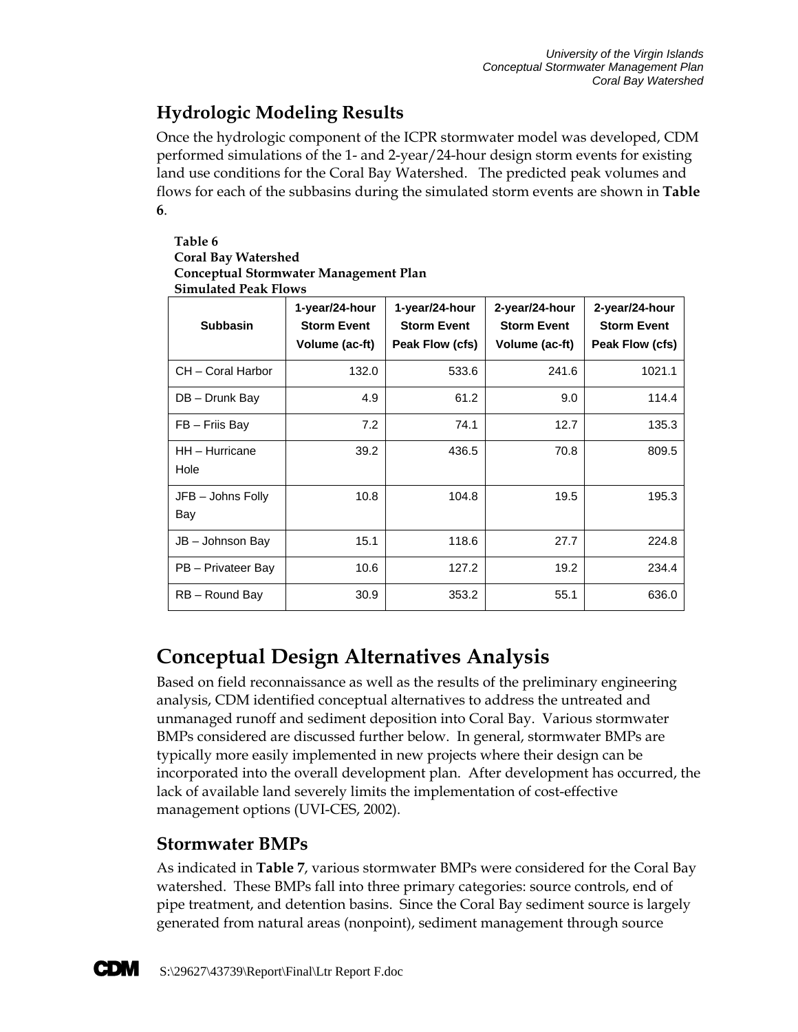## Hydrologic Modeling Results

Once the hydrologic component of the ICPR stormwater model was developed, CDM performed simulations of the 1- and 2-year/24-hour design storm events for existing land use conditions for the Coral Bay Watershed. The predicted peak volumes and flows for each of the subbasins during the simulated storm events are shown in **Table 6**.

**Table 6**
**Coral Bay Watershed**
**Conceptual Stormwater Management Plan**
**Simulated Peak Flows**

| Subbasin | 1-year/24-hour Storm Event Volume (ac-ft) | 1-year/24-hour Storm Event Peak Flow (cfs) | 2-year/24-hour Storm Event Volume (ac-ft) | 2-year/24-hour Storm Event Peak Flow (cfs) |
|---|---|---|---|---|
| CH – Coral Harbor | 132.0 | 533.6 | 241.6 | 1021.1 |
| DB – Drunk Bay | 4.9 | 61.2 | 9.0 | 114.4 |
| FB – Friis Bay | 7.2 | 74.1 | 12.7 | 135.3 |
| HH – Hurricane Hole | 39.2 | 436.5 | 70.8 | 809.5 |
| JFB – Johns Folly Bay | 10.8 | 104.8 | 19.5 | 195.3 |
| JB – Johnson Bay | 15.1 | 118.6 | 27.7 | 224.8 |
| PB – Privateer Bay | 10.6 | 127.2 | 19.2 | 234.4 |
| RB – Round Bay | 30.9 | 353.2 | 55.1 | 636.0 |

# Conceptual Design Alternatives Analysis

Based on field reconnaissance as well as the results of the preliminary engineering analysis, CDM identified conceptual alternatives to address the untreated and unmanaged runoff and sediment deposition into Coral Bay. Various stormwater BMPs considered are discussed further below. In general, stormwater BMPs are typically more easily implemented in new projects where their design can be incorporated into the overall development plan. After development has occurred, the lack of available land severely limits the implementation of cost-effective management options (UVI-CES, 2002).

## Stormwater BMPs

As indicated in **Table 7**, various stormwater BMPs were considered for the Coral Bay watershed. These BMPs fall into three primary categories: source controls, end of pipe treatment, and detention basins. Since the Coral Bay sediment source is largely generated from natural areas (nonpoint), sediment management through source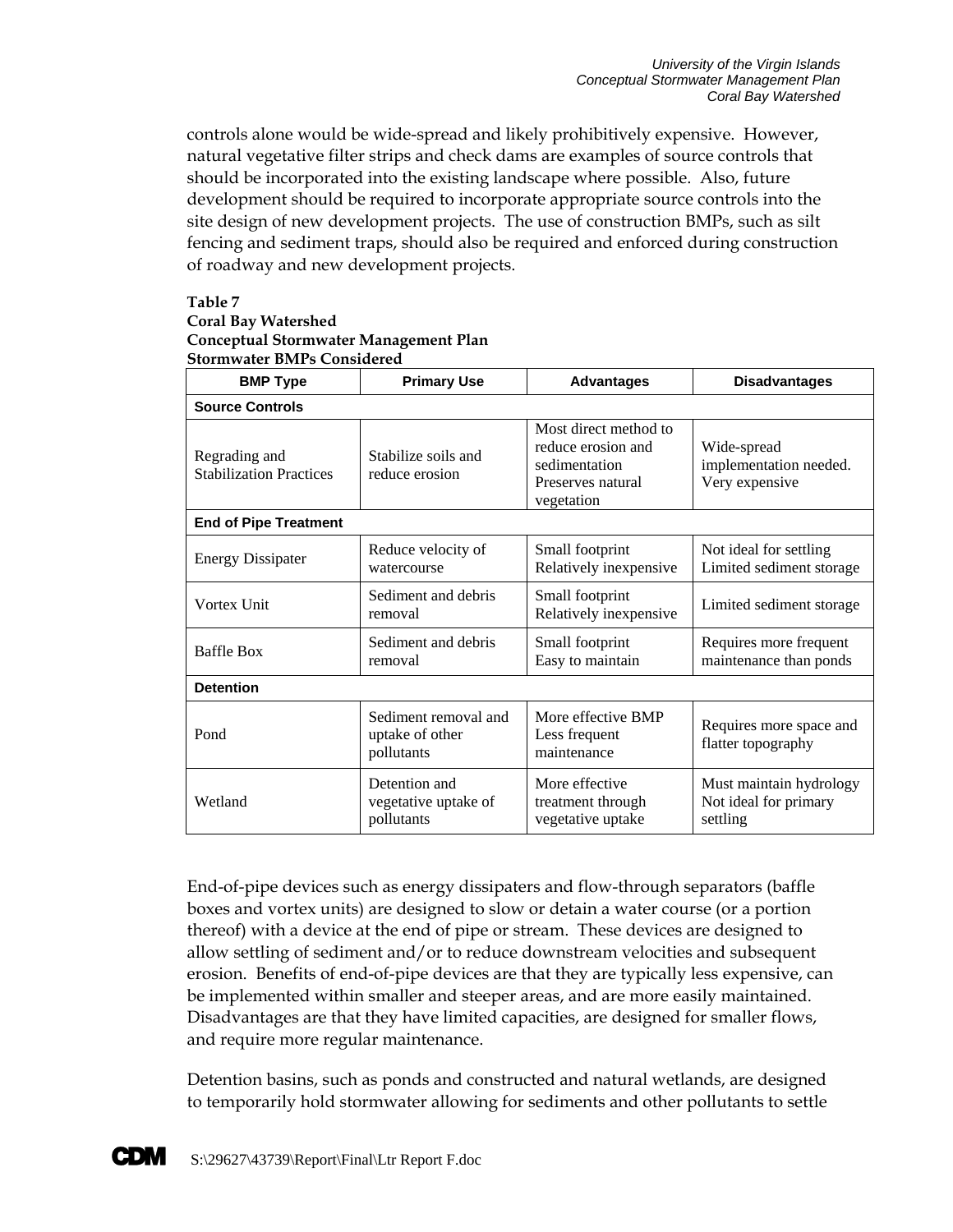controls alone would be wide-spread and likely prohibitively expensive. However, natural vegetative filter strips and check dams are examples of source controls that should be incorporated into the existing landscape where possible. Also, future development should be required to incorporate appropriate source controls into the site design of new development projects. The use of construction BMPs, such as silt fencing and sediment traps, should also be required and enforced during construction of roadway and new development projects.

**Table 7**
**Coral Bay Watershed**
**Conceptual Stormwater Management Plan**
**Stormwater BMPs Considered**

| BMP Type | Primary Use | Advantages | Disadvantages |
|---|---|---|---|
| **Source Controls** | | | |
| Regrading and Stabilization Practices | Stabilize soils and reduce erosion | Most direct method to reduce erosion and sedimentation Preserves natural vegetation | Wide-spread implementation needed. Very expensive |
| **End of Pipe Treatment** | | | |
| Energy Dissipater | Reduce velocity of watercourse | Small footprint Relatively inexpensive | Not ideal for settling Limited sediment storage |
| Vortex Unit | Sediment and debris removal | Small footprint Relatively inexpensive | Limited sediment storage |
| Baffle Box | Sediment and debris removal | Small footprint Easy to maintain | Requires more frequent maintenance than ponds |
| **Detention** | | | |
| Pond | Sediment removal and uptake of other pollutants | More effective BMP Less frequent maintenance | Requires more space and flatter topography |
| Wetland | Detention and vegetative uptake of pollutants | More effective treatment through vegetative uptake | Must maintain hydrology Not ideal for primary settling |

End-of-pipe devices such as energy dissipaters and flow-through separators (baffle boxes and vortex units) are designed to slow or detain a water course (or a portion thereof) with a device at the end of pipe or stream. These devices are designed to allow settling of sediment and/or to reduce downstream velocities and subsequent erosion. Benefits of end-of-pipe devices are that they are typically less expensive, can be implemented within smaller and steeper areas, and are more easily maintained. Disadvantages are that they have limited capacities, are designed for smaller flows, and require more regular maintenance.

Detention basins, such as ponds and constructed and natural wetlands, are designed to temporarily hold stormwater allowing for sediments and other pollutants to settle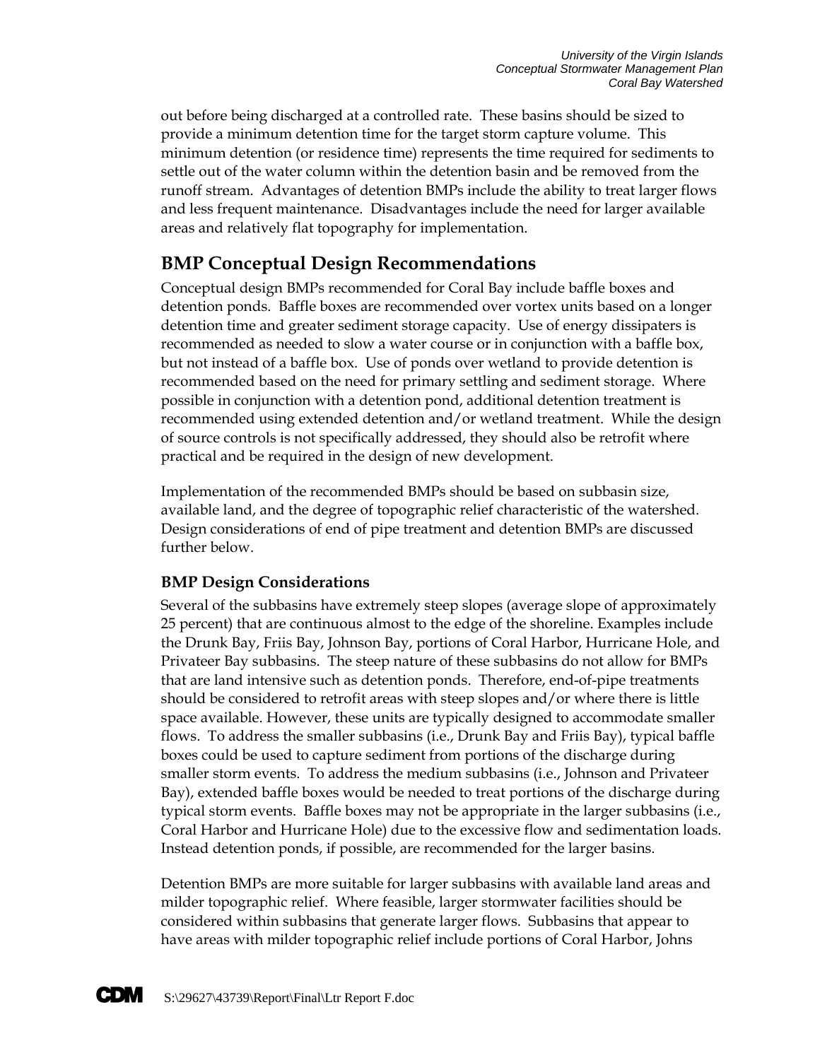out before being discharged at a controlled rate. These basins should be sized to provide a minimum detention time for the target storm capture volume. This minimum detention (or residence time) represents the time required for sediments to settle out of the water column within the detention basin and be removed from the runoff stream. Advantages of detention BMPs include the ability to treat larger flows and less frequent maintenance. Disadvantages include the need for larger available areas and relatively flat topography for implementation.

## BMP Conceptual Design Recommendations

Conceptual design BMPs recommended for Coral Bay include baffle boxes and detention ponds. Baffle boxes are recommended over vortex units based on a longer detention time and greater sediment storage capacity. Use of energy dissipaters is recommended as needed to slow a water course or in conjunction with a baffle box, but not instead of a baffle box. Use of ponds over wetland to provide detention is recommended based on the need for primary settling and sediment storage. Where possible in conjunction with a detention pond, additional detention treatment is recommended using extended detention and/or wetland treatment. While the design of source controls is not specifically addressed, they should also be retrofit where practical and be required in the design of new development.

Implementation of the recommended BMPs should be based on subbasin size, available land, and the degree of topographic relief characteristic of the watershed. Design considerations of end of pipe treatment and detention BMPs are discussed further below.

### BMP Design Considerations

Several of the subbasins have extremely steep slopes (average slope of approximately 25 percent) that are continuous almost to the edge of the shoreline. Examples include the Drunk Bay, Friis Bay, Johnson Bay, portions of Coral Harbor, Hurricane Hole, and Privateer Bay subbasins. The steep nature of these subbasins do not allow for BMPs that are land intensive such as detention ponds. Therefore, end-of-pipe treatments should be considered to retrofit areas with steep slopes and/or where there is little space available. However, these units are typically designed to accommodate smaller flows. To address the smaller subbasins (i.e., Drunk Bay and Friis Bay), typical baffle boxes could be used to capture sediment from portions of the discharge during smaller storm events. To address the medium subbasins (i.e., Johnson and Privateer Bay), extended baffle boxes would be needed to treat portions of the discharge during typical storm events. Baffle boxes may not be appropriate in the larger subbasins (i.e., Coral Harbor and Hurricane Hole) due to the excessive flow and sedimentation loads. Instead detention ponds, if possible, are recommended for the larger basins.

Detention BMPs are more suitable for larger subbasins with available land areas and milder topographic relief. Where feasible, larger stormwater facilities should be considered within subbasins that generate larger flows. Subbasins that appear to have areas with milder topographic relief include portions of Coral Harbor, Johns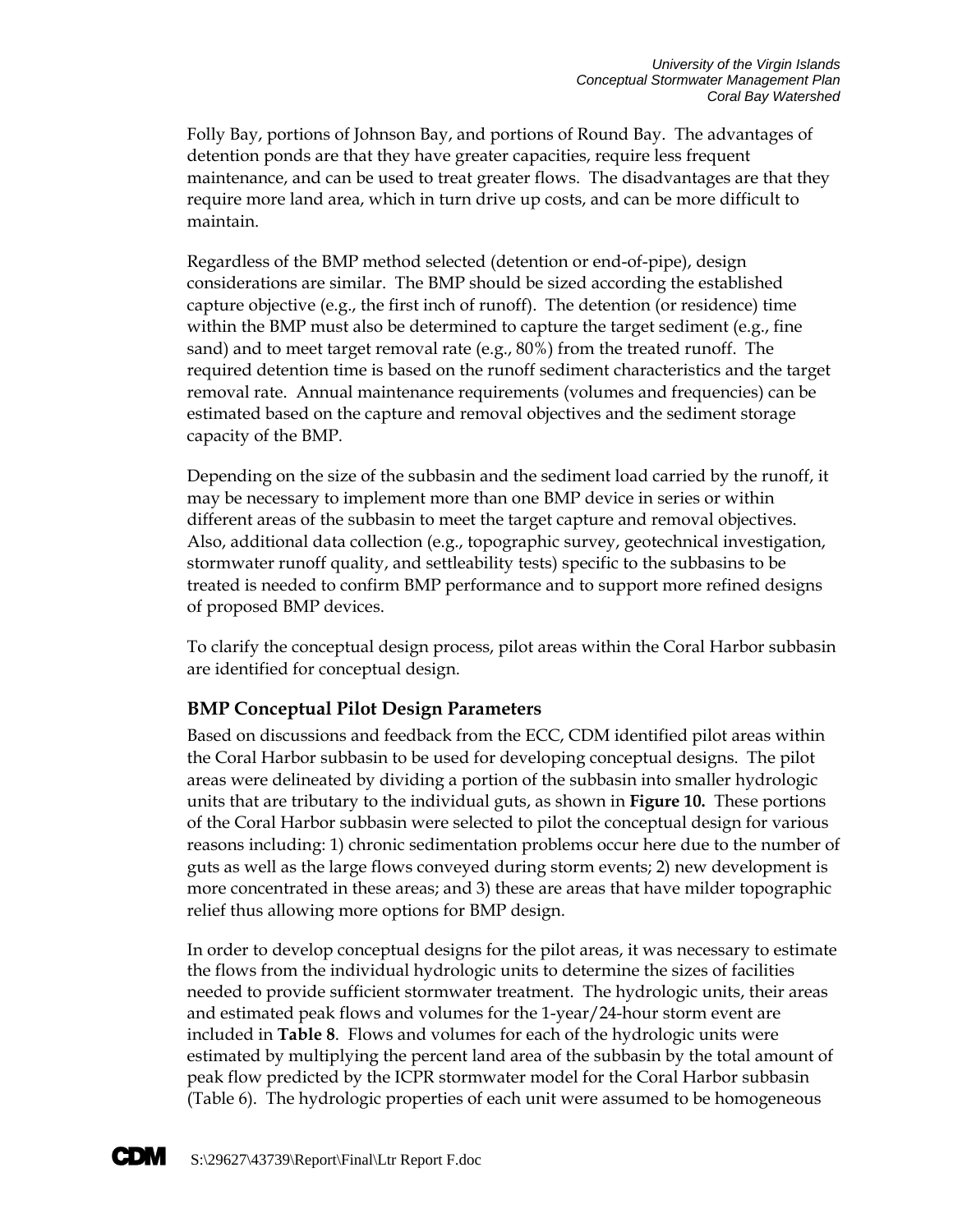Folly Bay, portions of Johnson Bay, and portions of Round Bay. The advantages of detention ponds are that they have greater capacities, require less frequent maintenance, and can be used to treat greater flows. The disadvantages are that they require more land area, which in turn drive up costs, and can be more difficult to maintain.

Regardless of the BMP method selected (detention or end-of-pipe), design considerations are similar. The BMP should be sized according the established capture objective (e.g., the first inch of runoff). The detention (or residence) time within the BMP must also be determined to capture the target sediment (e.g., fine sand) and to meet target removal rate (e.g., 80%) from the treated runoff. The required detention time is based on the runoff sediment characteristics and the target removal rate. Annual maintenance requirements (volumes and frequencies) can be estimated based on the capture and removal objectives and the sediment storage capacity of the BMP.

Depending on the size of the subbasin and the sediment load carried by the runoff, it may be necessary to implement more than one BMP device in series or within different areas of the subbasin to meet the target capture and removal objectives. Also, additional data collection (e.g., topographic survey, geotechnical investigation, stormwater runoff quality, and settleability tests) specific to the subbasins to be treated is needed to confirm BMP performance and to support more refined designs of proposed BMP devices.

To clarify the conceptual design process, pilot areas within the Coral Harbor subbasin are identified for conceptual design.

### BMP Conceptual Pilot Design Parameters

Based on discussions and feedback from the ECC, CDM identified pilot areas within the Coral Harbor subbasin to be used for developing conceptual designs. The pilot areas were delineated by dividing a portion of the subbasin into smaller hydrologic units that are tributary to the individual guts, as shown in **Figure 10.** These portions of the Coral Harbor subbasin were selected to pilot the conceptual design for various reasons including: 1) chronic sedimentation problems occur here due to the number of guts as well as the large flows conveyed during storm events; 2) new development is more concentrated in these areas; and 3) these are areas that have milder topographic relief thus allowing more options for BMP design.

In order to develop conceptual designs for the pilot areas, it was necessary to estimate the flows from the individual hydrologic units to determine the sizes of facilities needed to provide sufficient stormwater treatment. The hydrologic units, their areas and estimated peak flows and volumes for the 1-year/24-hour storm event are included in **Table 8**. Flows and volumes for each of the hydrologic units were estimated by multiplying the percent land area of the subbasin by the total amount of peak flow predicted by the ICPR stormwater model for the Coral Harbor subbasin (Table 6). The hydrologic properties of each unit were assumed to be homogeneous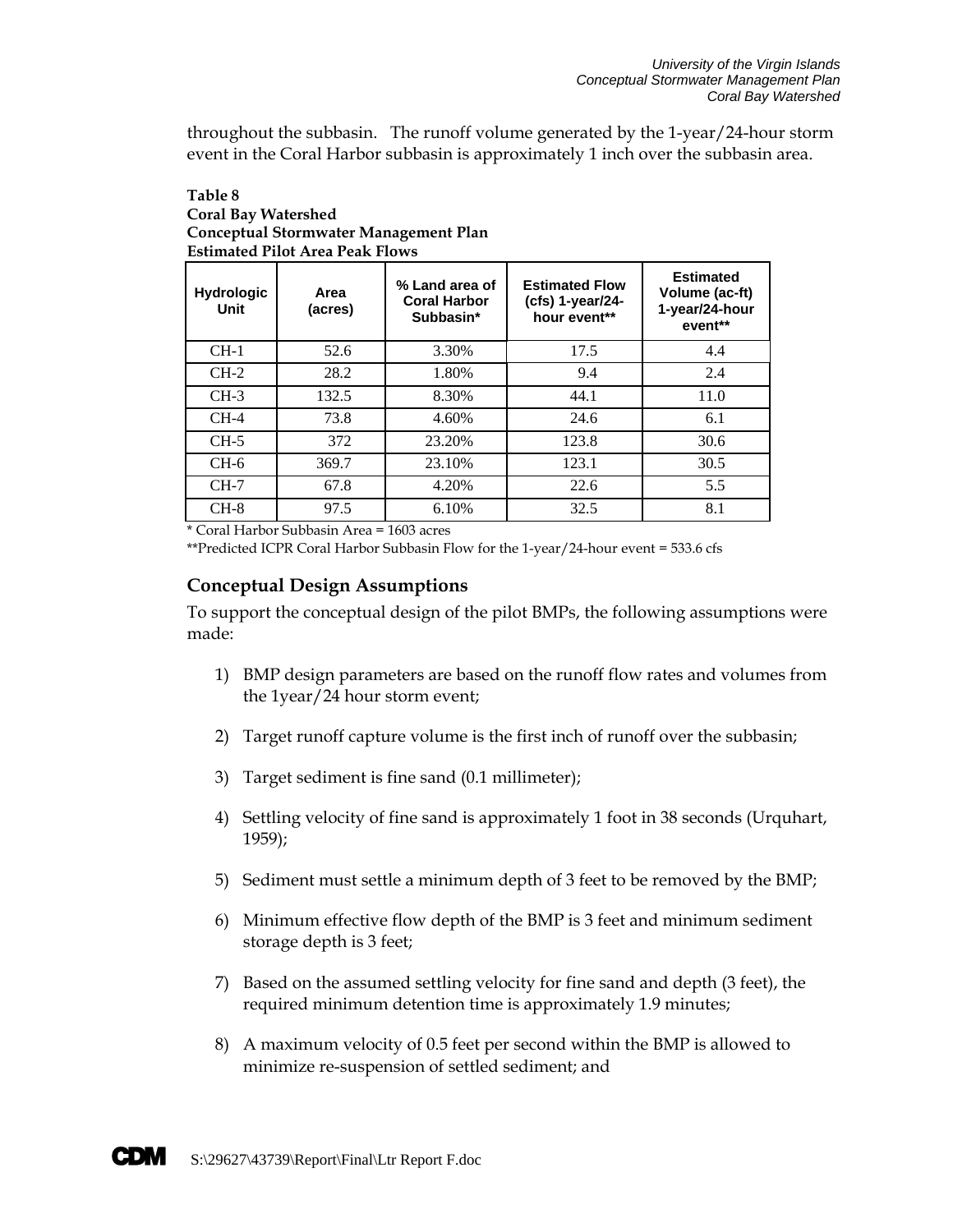throughout the subbasin. The runoff volume generated by the 1-year/24-hour storm event in the Coral Harbor subbasin is approximately 1 inch over the subbasin area.

**Table 8**
**Coral Bay Watershed**
**Conceptual Stormwater Management Plan**
**Estimated Pilot Area Peak Flows**

| Hydrologic Unit | Area (acres) | % Land area of Coral Harbor Subbasin* | Estimated Flow (cfs) 1-year/24-hour event** | Estimated Volume (ac-ft) 1-year/24-hour event** |
|---|---|---|---|---|
| CH-1 | 52.6 | 3.30% | 17.5 | 4.4 |
| CH-2 | 28.2 | 1.80% | 9.4 | 2.4 |
| CH-3 | 132.5 | 8.30% | 44.1 | 11.0 |
| CH-4 | 73.8 | 4.60% | 24.6 | 6.1 |
| CH-5 | 372 | 23.20% | 123.8 | 30.6 |
| CH-6 | 369.7 | 23.10% | 123.1 | 30.5 |
| CH-7 | 67.8 | 4.20% | 22.6 | 5.5 |
| CH-8 | 97.5 | 6.10% | 32.5 | 8.1 |

\* Coral Harbor Subbasin Area = 1603 acres

\**Predicted ICPR Coral Harbor Subbasin Flow for the 1-year/24-hour event = 533.6 cfs

## Conceptual Design Assumptions

To support the conceptual design of the pilot BMPs, the following assumptions were made:

1) BMP design parameters are based on the runoff flow rates and volumes from the 1year/24 hour storm event;

2) Target runoff capture volume is the first inch of runoff over the subbasin;

3) Target sediment is fine sand (0.1 millimeter);

4) Settling velocity of fine sand is approximately 1 foot in 38 seconds (Urquhart, 1959);

5) Sediment must settle a minimum depth of 3 feet to be removed by the BMP;

6) Minimum effective flow depth of the BMP is 3 feet and minimum sediment storage depth is 3 feet;

7) Based on the assumed settling velocity for fine sand and depth (3 feet), the required minimum detention time is approximately 1.9 minutes;

8) A maximum velocity of 0.5 feet per second within the BMP is allowed to minimize re-suspension of settled sediment; and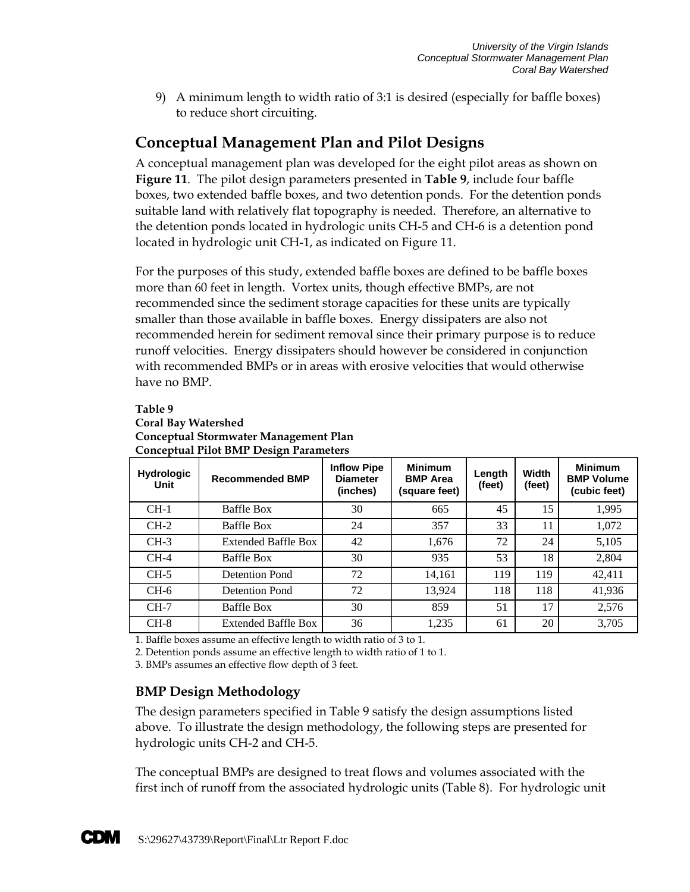9) A minimum length to width ratio of 3:1 is desired (especially for baffle boxes) to reduce short circuiting.

## Conceptual Management Plan and Pilot Designs

A conceptual management plan was developed for the eight pilot areas as shown on **Figure 11**. The pilot design parameters presented in **Table 9**, include four baffle boxes, two extended baffle boxes, and two detention ponds. For the detention ponds suitable land with relatively flat topography is needed. Therefore, an alternative to the detention ponds located in hydrologic units CH-5 and CH-6 is a detention pond located in hydrologic unit CH-1, as indicated on Figure 11.

For the purposes of this study, extended baffle boxes are defined to be baffle boxes more than 60 feet in length. Vortex units, though effective BMPs, are not recommended since the sediment storage capacities for these units are typically smaller than those available in baffle boxes. Energy dissipaters are also not recommended herein for sediment removal since their primary purpose is to reduce runoff velocities. Energy dissipaters should however be considered in conjunction with recommended BMPs or in areas with erosive velocities that would otherwise have no BMP.

**Table 9**
**Coral Bay Watershed**
**Conceptual Stormwater Management Plan**
**Conceptual Pilot BMP Design Parameters**

| Hydrologic Unit | Recommended BMP | Inflow Pipe Diameter (inches) | Minimum BMP Area (square feet) | Length (feet) | Width (feet) | Minimum BMP Volume (cubic feet) |
|---|---|---|---|---|---|---|
| CH-1 | Baffle Box | 30 | 665 | 45 | 15 | 1,995 |
| CH-2 | Baffle Box | 24 | 357 | 33 | 11 | 1,072 |
| CH-3 | Extended Baffle Box | 42 | 1,676 | 72 | 24 | 5,105 |
| CH-4 | Baffle Box | 30 | 935 | 53 | 18 | 2,804 |
| CH-5 | Detention Pond | 72 | 14,161 | 119 | 119 | 42,411 |
| CH-6 | Detention Pond | 72 | 13,924 | 118 | 118 | 41,936 |
| CH-7 | Baffle Box | 30 | 859 | 51 | 17 | 2,576 |
| CH-8 | Extended Baffle Box | 36 | 1,235 | 61 | 20 | 3,705 |

1. Baffle boxes assume an effective length to width ratio of 3 to 1.
2. Detention ponds assume an effective length to width ratio of 1 to 1.
3. BMPs assumes an effective flow depth of 3 feet.

### BMP Design Methodology

The design parameters specified in Table 9 satisfy the design assumptions listed above. To illustrate the design methodology, the following steps are presented for hydrologic units CH-2 and CH-5.

The conceptual BMPs are designed to treat flows and volumes associated with the first inch of runoff from the associated hydrologic units (Table 8). For hydrologic unit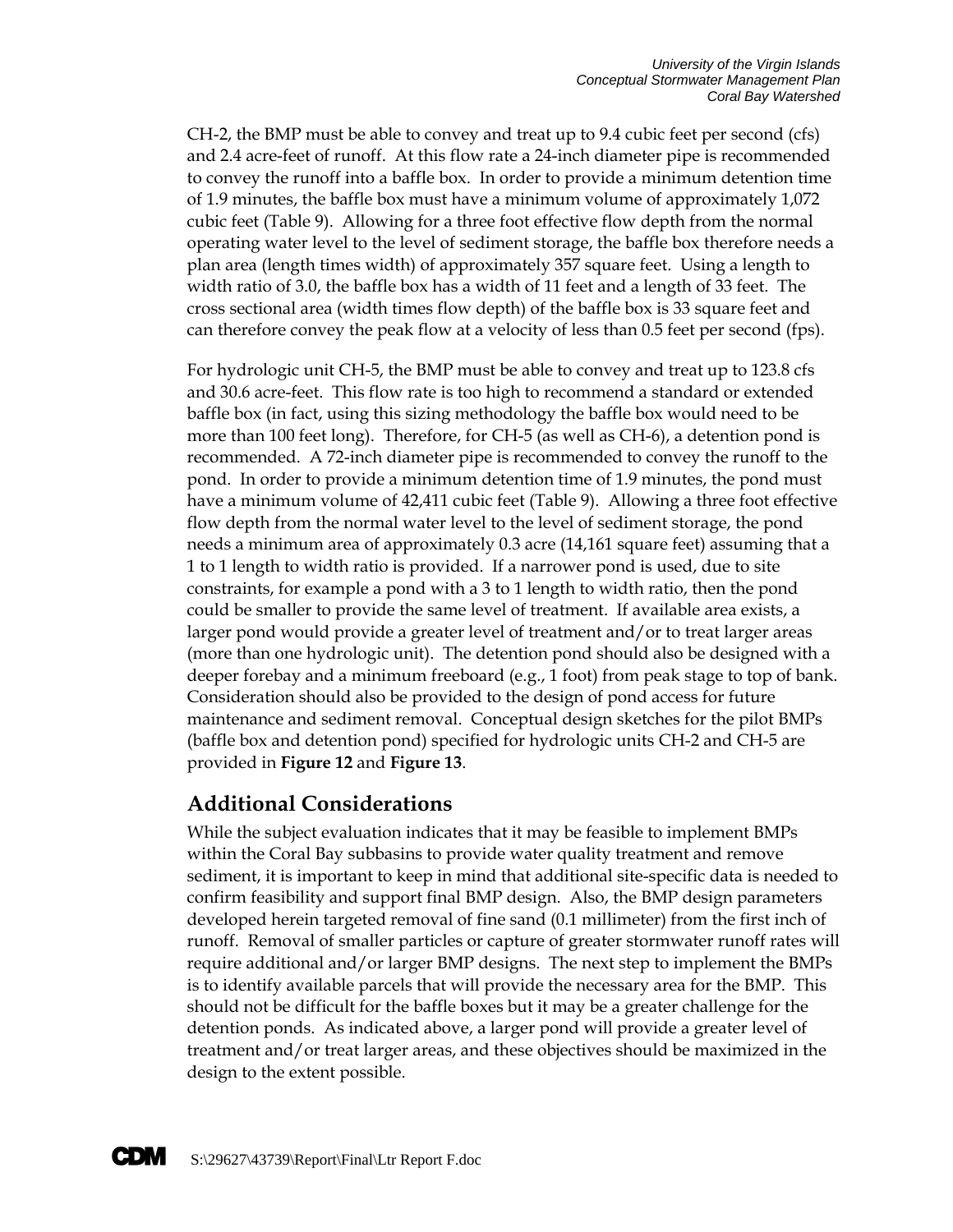CH-2, the BMP must be able to convey and treat up to 9.4 cubic feet per second (cfs) and 2.4 acre-feet of runoff. At this flow rate a 24-inch diameter pipe is recommended to convey the runoff into a baffle box. In order to provide a minimum detention time of 1.9 minutes, the baffle box must have a minimum volume of approximately 1,072 cubic feet (Table 9). Allowing for a three foot effective flow depth from the normal operating water level to the level of sediment storage, the baffle box therefore needs a plan area (length times width) of approximately 357 square feet. Using a length to width ratio of 3.0, the baffle box has a width of 11 feet and a length of 33 feet. The cross sectional area (width times flow depth) of the baffle box is 33 square feet and can therefore convey the peak flow at a velocity of less than 0.5 feet per second (fps).

For hydrologic unit CH-5, the BMP must be able to convey and treat up to 123.8 cfs and 30.6 acre-feet. This flow rate is too high to recommend a standard or extended baffle box (in fact, using this sizing methodology the baffle box would need to be more than 100 feet long). Therefore, for CH-5 (as well as CH-6), a detention pond is recommended. A 72-inch diameter pipe is recommended to convey the runoff to the pond. In order to provide a minimum detention time of 1.9 minutes, the pond must have a minimum volume of 42,411 cubic feet (Table 9). Allowing a three foot effective flow depth from the normal water level to the level of sediment storage, the pond needs a minimum area of approximately 0.3 acre (14,161 square feet) assuming that a 1 to 1 length to width ratio is provided. If a narrower pond is used, due to site constraints, for example a pond with a 3 to 1 length to width ratio, then the pond could be smaller to provide the same level of treatment. If available area exists, a larger pond would provide a greater level of treatment and/or to treat larger areas (more than one hydrologic unit). The detention pond should also be designed with a deeper forebay and a minimum freeboard (e.g., 1 foot) from peak stage to top of bank. Consideration should also be provided to the design of pond access for future maintenance and sediment removal. Conceptual design sketches for the pilot BMPs (baffle box and detention pond) specified for hydrologic units CH-2 and CH-5 are provided in **Figure 12** and **Figure 13**.

## Additional Considerations

While the subject evaluation indicates that it may be feasible to implement BMPs within the Coral Bay subbasins to provide water quality treatment and remove sediment, it is important to keep in mind that additional site-specific data is needed to confirm feasibility and support final BMP design. Also, the BMP design parameters developed herein targeted removal of fine sand (0.1 millimeter) from the first inch of runoff. Removal of smaller particles or capture of greater stormwater runoff rates will require additional and/or larger BMP designs. The next step to implement the BMPs is to identify available parcels that will provide the necessary area for the BMP. This should not be difficult for the baffle boxes but it may be a greater challenge for the detention ponds. As indicated above, a larger pond will provide a greater level of treatment and/or treat larger areas, and these objectives should be maximized in the design to the extent possible.